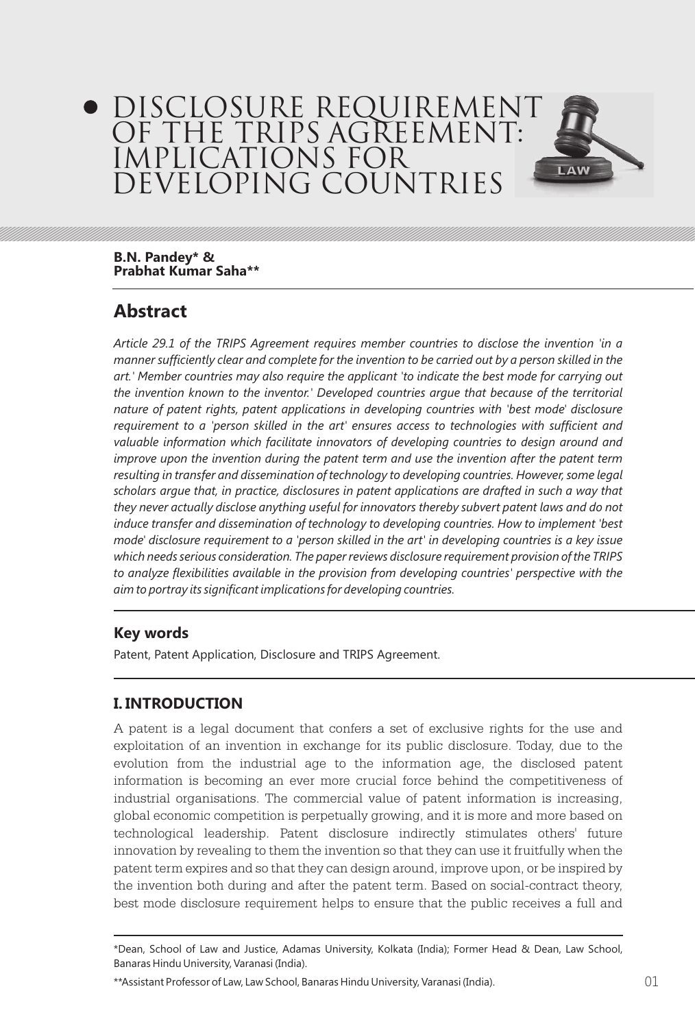# DISCLOSURE REQUIREMENT OF THE TRIPS AGREEMENT: IMPLICATIONS FOR DEVELOPING COUNTRIES

**B.N. Pandey* &**
**Prabhat Kumar Saha****

## Abstract

*Article 29.1 of the TRIPS Agreement requires member countries to disclose the invention 'in a manner sufficiently clear and complete for the invention to be carried out by a person skilled in the art.' Member countries may also require the applicant 'to indicate the best mode for carrying out the invention known to the inventor.' Developed countries argue that because of the territorial nature of patent rights, patent applications in developing countries with 'best mode' disclosure requirement to a 'person skilled in the art' ensures access to technologies with sufficient and valuable information which facilitate innovators of developing countries to design around and improve upon the invention during the patent term and use the invention after the patent term resulting in transfer and dissemination of technology to developing countries. However, some legal scholars argue that, in practice, disclosures in patent applications are drafted in such a way that they never actually disclose anything useful for innovators thereby subvert patent laws and do not induce transfer and dissemination of technology to developing countries. How to implement 'best mode' disclosure requirement to a 'person skilled in the art' in developing countries is a key issue which needs serious consideration. The paper reviews disclosure requirement provision of the TRIPS to analyze flexibilities available in the provision from developing countries' perspective with the aim to portray its significant implications for developing countries.*

### Key words

Patent, Patent Application, Disclosure and TRIPS Agreement.

## I. INTRODUCTION

A patent is a legal document that confers a set of exclusive rights for the use and exploitation of an invention in exchange for its public disclosure. Today, due to the evolution from the industrial age to the information age, the disclosed patent information is becoming an ever more crucial force behind the competitiveness of industrial organisations. The commercial value of patent information is increasing, global economic competition is perpetually growing, and it is more and more based on technological leadership. Patent disclosure indirectly stimulates others' future innovation by revealing to them the invention so that they can use it fruitfully when the patent term expires and so that they can design around, improve upon, or be inspired by the invention both during and after the patent term. Based on social-contract theory, best mode disclosure requirement helps to ensure that the public receives a full and

*Dean, School of Law and Justice, Adamas University, Kolkata (India); Former Head & Dean, Law School, Banaras Hindu University, Varanasi (India).

**Assistant Professor of Law, Law School, Banaras Hindu University, Varanasi (India).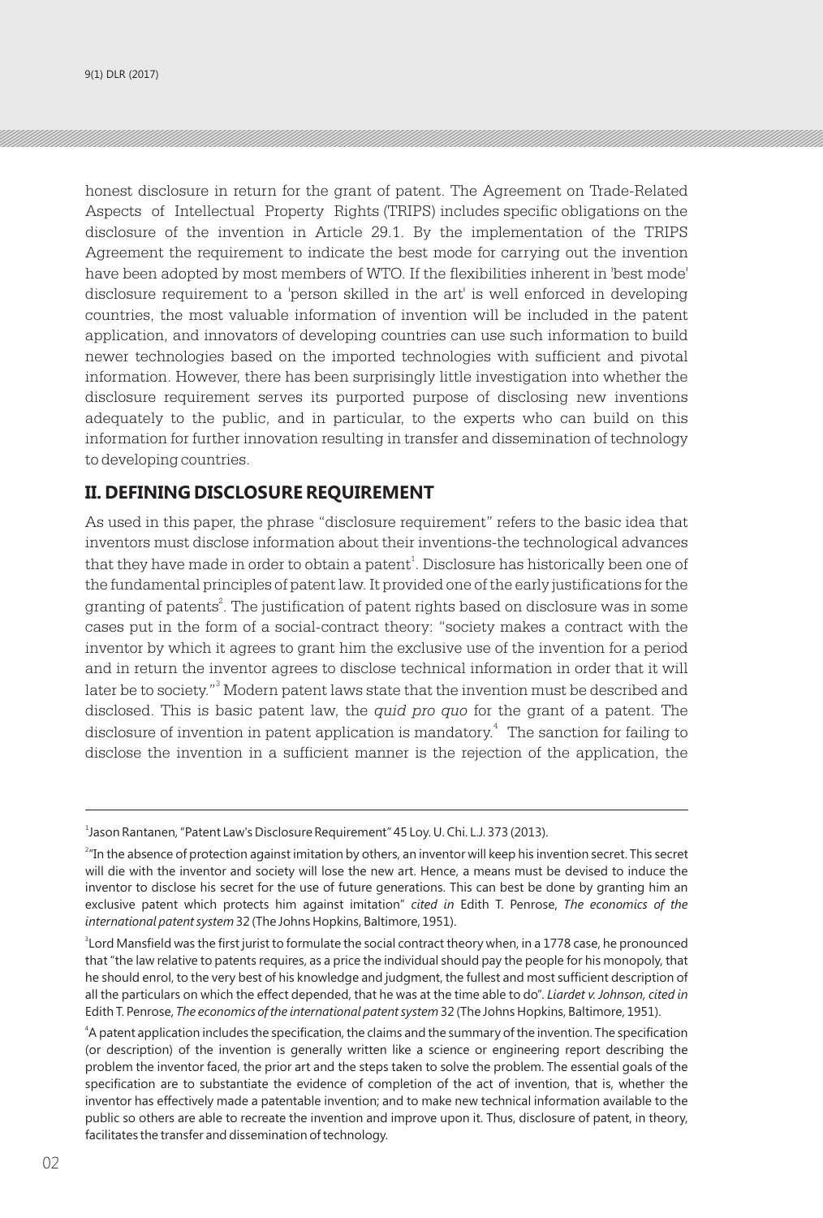honest disclosure in return for the grant of patent. The Agreement on Trade-Related Aspects of Intellectual Property Rights (TRIPS) includes specific obligations on the disclosure of the invention in Article 29.1. By the implementation of the TRIPS Agreement the requirement to indicate the best mode for carrying out the invention have been adopted by most members of WTO. If the flexibilities inherent in 'best mode' disclosure requirement to a 'person skilled in the art' is well enforced in developing countries, the most valuable information of invention will be included in the patent application, and innovators of developing countries can use such information to build newer technologies based on the imported technologies with sufficient and pivotal information. However, there has been surprisingly little investigation into whether the disclosure requirement serves its purported purpose of disclosing new inventions adequately to the public, and in particular, to the experts who can build on this information for further innovation resulting in transfer and dissemination of technology to developing countries.

## II. DEFINING DISCLOSURE REQUIREMENT

As used in this paper, the phrase "disclosure requirement" refers to the basic idea that inventors must disclose information about their inventions-the technological advances that they have made in order to obtain a patent[1]. Disclosure has historically been one of the fundamental principles of patent law. It provided one of the early justifications for the granting of patents[2]. The justification of patent rights based on disclosure was in some cases put in the form of a social-contract theory: "society makes a contract with the inventor by which it agrees to grant him the exclusive use of the invention for a period and in return the inventor agrees to disclose technical information in order that it will later be to society."[3] Modern patent laws state that the invention must be described and disclosed. This is basic patent law, the *quid pro quo* for the grant of a patent. The disclosure of invention in patent application is mandatory.[4] The sanction for failing to disclose the invention in a sufficient manner is the rejection of the application, the

---

[1] Jason Rantanen, "Patent Law's Disclosure Requirement" 45 Loy. U. Chi. L.J. 373 (2013).

[2] "In the absence of protection against imitation by others, an inventor will keep his invention secret. This secret will die with the inventor and society will lose the new art. Hence, a means must be devised to induce the inventor to disclose his secret for the use of future generations. This can best be done by granting him an exclusive patent which protects him against imitation" *cited in* Edith T. Penrose, *The economics of the international patent system* 32 (The Johns Hopkins, Baltimore, 1951).

[3] Lord Mansfield was the first jurist to formulate the social contract theory when, in a 1778 case, he pronounced that "the law relative to patents requires, as a price the individual should pay the people for his monopoly, that he should enrol, to the very best of his knowledge and judgment, the fullest and most sufficient description of all the particulars on which the effect depended, that he was at the time able to do". *Liardet v. Johnson, cited in* Edith T. Penrose, *The economics of the international patent system* 32 (The Johns Hopkins, Baltimore, 1951).

[4] A patent application includes the specification, the claims and the summary of the invention. The specification (or description) of the invention is generally written like a science or engineering report describing the problem the inventor faced, the prior art and the steps taken to solve the problem. The essential goals of the specification are to substantiate the evidence of completion of the act of invention, that is, whether the inventor has effectively made a patentable invention; and to make new technical information available to the public so others are able to recreate the invention and improve upon it. Thus, disclosure of patent, in theory, facilitates the transfer and dissemination of technology.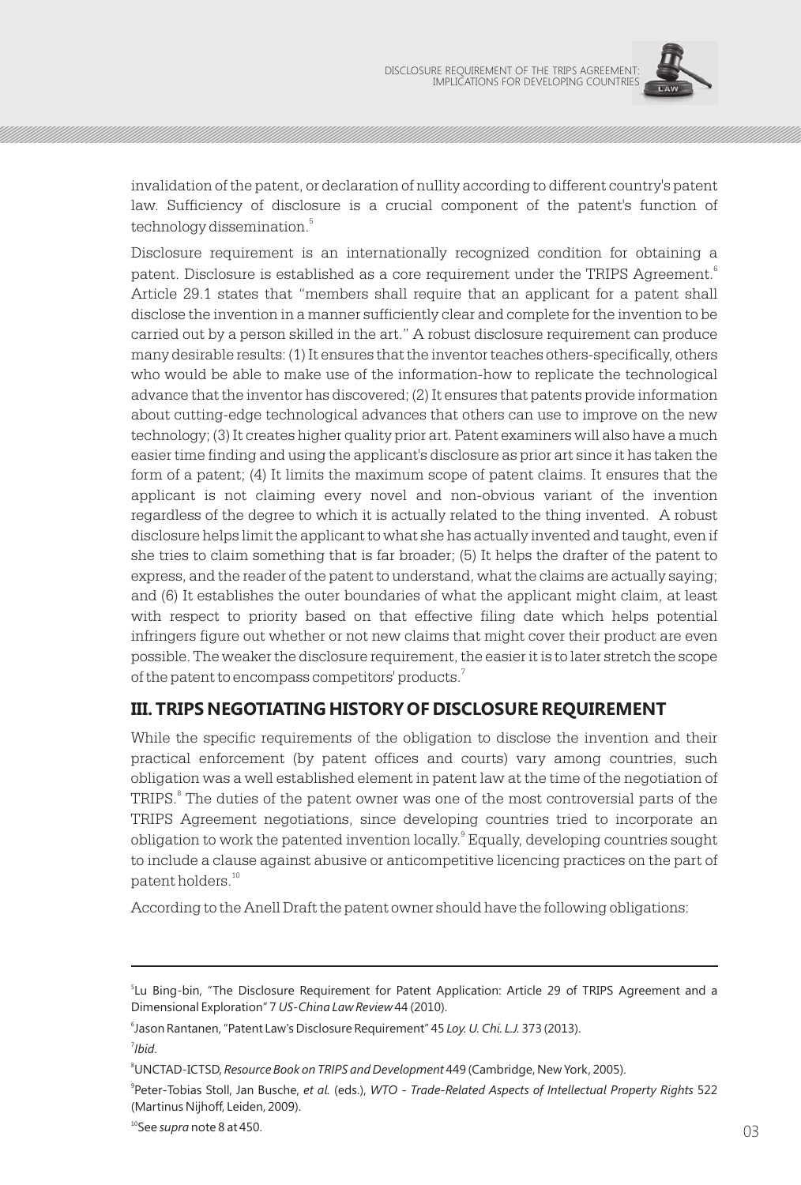invalidation of the patent, or declaration of nullity according to different country's patent law. Sufficiency of disclosure is a crucial component of the patent's function of technology dissemination.[5]

Disclosure requirement is an internationally recognized condition for obtaining a patent. Disclosure is established as a core requirement under the TRIPS Agreement.[6] Article 29.1 states that "members shall require that an applicant for a patent shall disclose the invention in a manner sufficiently clear and complete for the invention to be carried out by a person skilled in the art." A robust disclosure requirement can produce many desirable results: (1) It ensures that the inventor teaches others-specifically, others who would be able to make use of the information-how to replicate the technological advance that the inventor has discovered; (2) It ensures that patents provide information about cutting-edge technological advances that others can use to improve on the new technology; (3) It creates higher quality prior art. Patent examiners will also have a much easier time finding and using the applicant's disclosure as prior art since it has taken the form of a patent; (4) It limits the maximum scope of patent claims. It ensures that the applicant is not claiming every novel and non-obvious variant of the invention regardless of the degree to which it is actually related to the thing invented. A robust disclosure helps limit the applicant to what she has actually invented and taught, even if she tries to claim something that is far broader; (5) It helps the drafter of the patent to express, and the reader of the patent to understand, what the claims are actually saying; and (6) It establishes the outer boundaries of what the applicant might claim, at least with respect to priority based on that effective filing date which helps potential infringers figure out whether or not new claims that might cover their product are even possible. The weaker the disclosure requirement, the easier it is to later stretch the scope of the patent to encompass competitors' products.[7]

## III. TRIPS NEGOTIATING HISTORY OF DISCLOSURE REQUIREMENT

While the specific requirements of the obligation to disclose the invention and their practical enforcement (by patent offices and courts) vary among countries, such obligation was a well established element in patent law at the time of the negotiation of TRIPS.[8] The duties of the patent owner was one of the most controversial parts of the TRIPS Agreement negotiations, since developing countries tried to incorporate an obligation to work the patented invention locally.[9] Equally, developing countries sought to include a clause against abusive or anticompetitive licencing practices on the part of patent holders.[10]

According to the Anell Draft the patent owner should have the following obligations:

---

[5] Lu Bing-bin, "The Disclosure Requirement for Patent Application: Article 29 of TRIPS Agreement and a Dimensional Exploration" 7 *US-China Law Review* 44 (2010).

[6] Jason Rantanen, "Patent Law's Disclosure Requirement" 45 *Loy. U. Chi. L.J.* 373 (2013).

[7] *Ibid*.

[8] UNCTAD-ICTSD, *Resource Book on TRIPS and Development* 449 (Cambridge, New York, 2005).

[9] Peter-Tobias Stoll, Jan Busche, *et al.* (eds.), *WTO - Trade-Related Aspects of Intellectual Property Rights* 522 (Martinus Nijhoff, Leiden, 2009).

[10] See *supra* note 8 at 450.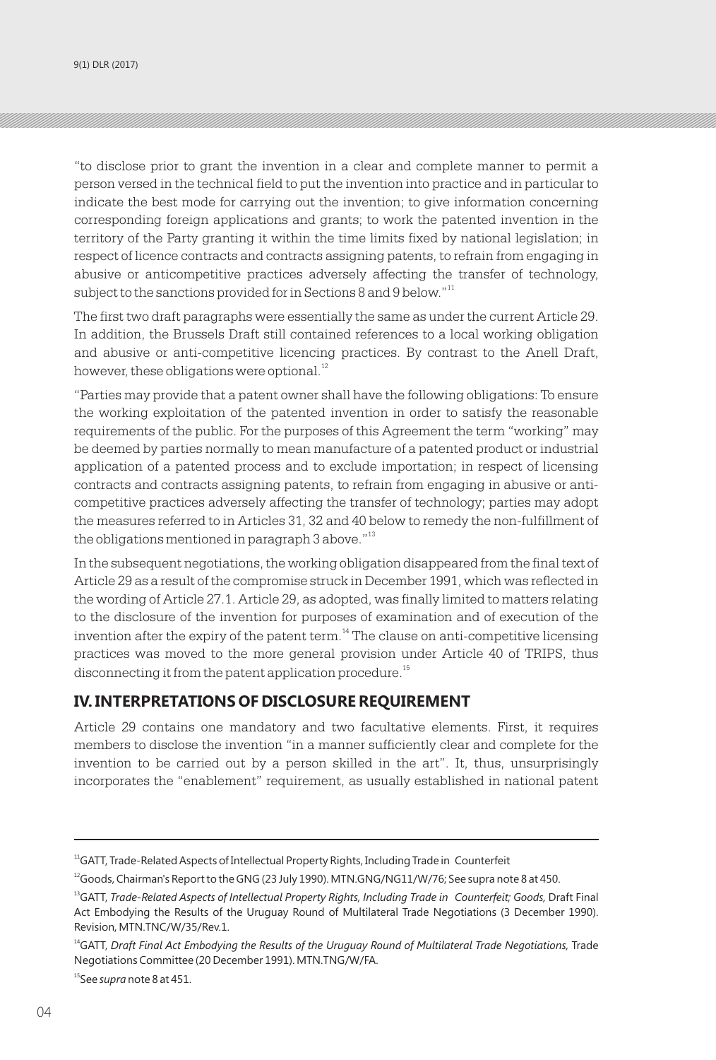"to disclose prior to grant the invention in a clear and complete manner to permit a person versed in the technical field to put the invention into practice and in particular to indicate the best mode for carrying out the invention; to give information concerning corresponding foreign applications and grants; to work the patented invention in the territory of the Party granting it within the time limits fixed by national legislation; in respect of licence contracts and contracts assigning patents, to refrain from engaging in abusive or anticompetitive practices adversely affecting the transfer of technology, subject to the sanctions provided for in Sections 8 and 9 below."[11]

The first two draft paragraphs were essentially the same as under the current Article 29. In addition, the Brussels Draft still contained references to a local working obligation and abusive or anti-competitive licencing practices. By contrast to the Anell Draft, however, these obligations were optional.[12]

"Parties may provide that a patent owner shall have the following obligations: To ensure the working exploitation of the patented invention in order to satisfy the reasonable requirements of the public. For the purposes of this Agreement the term "working" may be deemed by parties normally to mean manufacture of a patented product or industrial application of a patented process and to exclude importation; in respect of licensing contracts and contracts assigning patents, to refrain from engaging in abusive or anti-competitive practices adversely affecting the transfer of technology; parties may adopt the measures referred to in Articles 31, 32 and 40 below to remedy the non-fulfillment of the obligations mentioned in paragraph 3 above."[13]

In the subsequent negotiations, the working obligation disappeared from the final text of Article 29 as a result of the compromise struck in December 1991, which was reflected in the wording of Article 27.1. Article 29, as adopted, was finally limited to matters relating to the disclosure of the invention for purposes of examination and of execution of the invention after the expiry of the patent term.[14] The clause on anti-competitive licensing practices was moved to the more general provision under Article 40 of TRIPS, thus disconnecting it from the patent application procedure.[15]

## IV. INTERPRETATIONS OF DISCLOSURE REQUIREMENT

Article 29 contains one mandatory and two facultative elements. First, it requires members to disclose the invention "in a manner sufficiently clear and complete for the invention to be carried out by a person skilled in the art". It, thus, unsurprisingly incorporates the "enablement" requirement, as usually established in national patent

---

[11] GATT, Trade-Related Aspects of Intellectual Property Rights, Including Trade in Counterfeit

[12] Goods, Chairman's Report to the GNG (23 July 1990). MTN.GNG/NG11/W/76; See supra note 8 at 450.

[13] GATT, *Trade-Related Aspects of Intellectual Property Rights, Including Trade in Counterfeit; Goods,* Draft Final Act Embodying the Results of the Uruguay Round of Multilateral Trade Negotiations (3 December 1990). Revision, MTN.TNC/W/35/Rev.1.

[14] GATT, *Draft Final Act Embodying the Results of the Uruguay Round of Multilateral Trade Negotiations,* Trade Negotiations Committee (20 December 1991). MTN.TNG/W/FA.

[15] See *supra* note 8 at 451.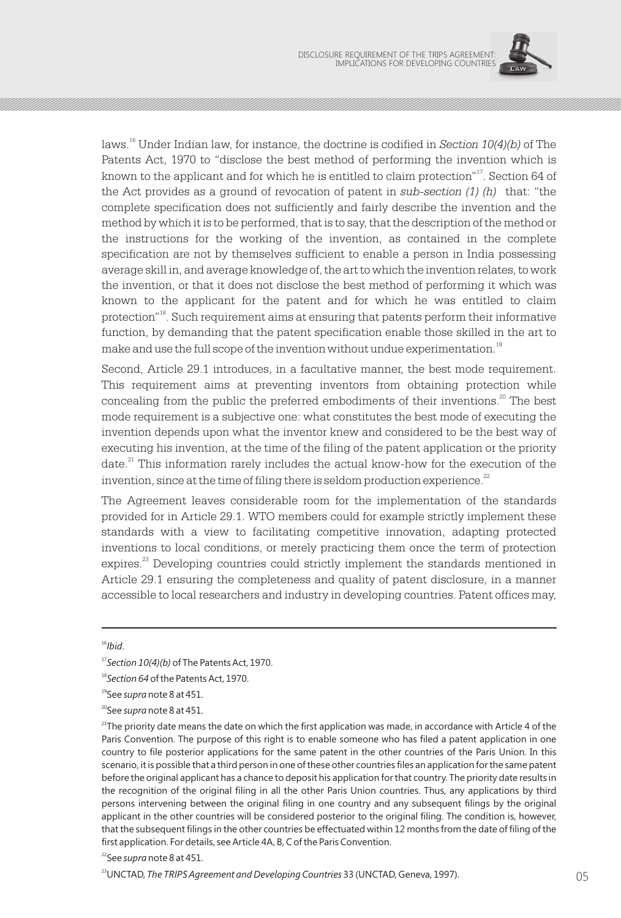laws.[16] Under Indian law, for instance, the doctrine is codified in *Section 10(4)(b)* of The Patents Act, 1970 to "disclose the best method of performing the invention which is known to the applicant and for which he is entitled to claim protection"[17]. Section 64 of the Act provides as a ground of revocation of patent in *sub-section (1) (h)* that: "the complete specification does not sufficiently and fairly describe the invention and the method by which it is to be performed, that is to say, that the description of the method or the instructions for the working of the invention, as contained in the complete specification are not by themselves sufficient to enable a person in India possessing average skill in, and average knowledge of, the art to which the invention relates, to work the invention, or that it does not disclose the best method of performing it which was known to the applicant for the patent and for which he was entitled to claim protection"[18]. Such requirement aims at ensuring that patents perform their informative function, by demanding that the patent specification enable those skilled in the art to make and use the full scope of the invention without undue experimentation.[19]

Second, Article 29.1 introduces, in a facultative manner, the best mode requirement. This requirement aims at preventing inventors from obtaining protection while concealing from the public the preferred embodiments of their inventions.[20] The best mode requirement is a subjective one: what constitutes the best mode of executing the invention depends upon what the inventor knew and considered to be the best way of executing his invention, at the time of the filing of the patent application or the priority date.[21] This information rarely includes the actual know-how for the execution of the invention, since at the time of filing there is seldom production experience.[22]

The Agreement leaves considerable room for the implementation of the standards provided for in Article 29.1. WTO members could for example strictly implement these standards with a view to facilitating competitive innovation, adapting protected inventions to local conditions, or merely practicing them once the term of protection expires.[23] Developing countries could strictly implement the standards mentioned in Article 29.1 ensuring the completeness and quality of patent disclosure, in a manner accessible to local researchers and industry in developing countries. Patent offices may,

---

[16] *Ibid*.

[17] *Section 10(4)(b)* of The Patents Act, 1970.

[18] *Section 64* of the Patents Act, 1970.

[19] See *supra* note 8 at 451.

[20] See *supra* note 8 at 451.

[21] The priority date means the date on which the first application was made, in accordance with Article 4 of the Paris Convention. The purpose of this right is to enable someone who has filed a patent application in one country to file posterior applications for the same patent in the other countries of the Paris Union. In this scenario, it is possible that a third person in one of these other countries files an application for the same patent before the original applicant has a chance to deposit his application for that country. The priority date results in the recognition of the original filing in all the other Paris Union countries. Thus, any applications by third persons intervening between the original filing in one country and any subsequent filings by the original applicant in the other countries will be considered posterior to the original filing. The condition is, however, that the subsequent filings in the other countries be effectuated within 12 months from the date of filing of the first application. For details, see Article 4A, B, C of the Paris Convention.

[22] See *supra* note 8 at 451.

[23] UNCTAD, *The TRIPS Agreement and Developing Countries* 33 (UNCTAD, Geneva, 1997).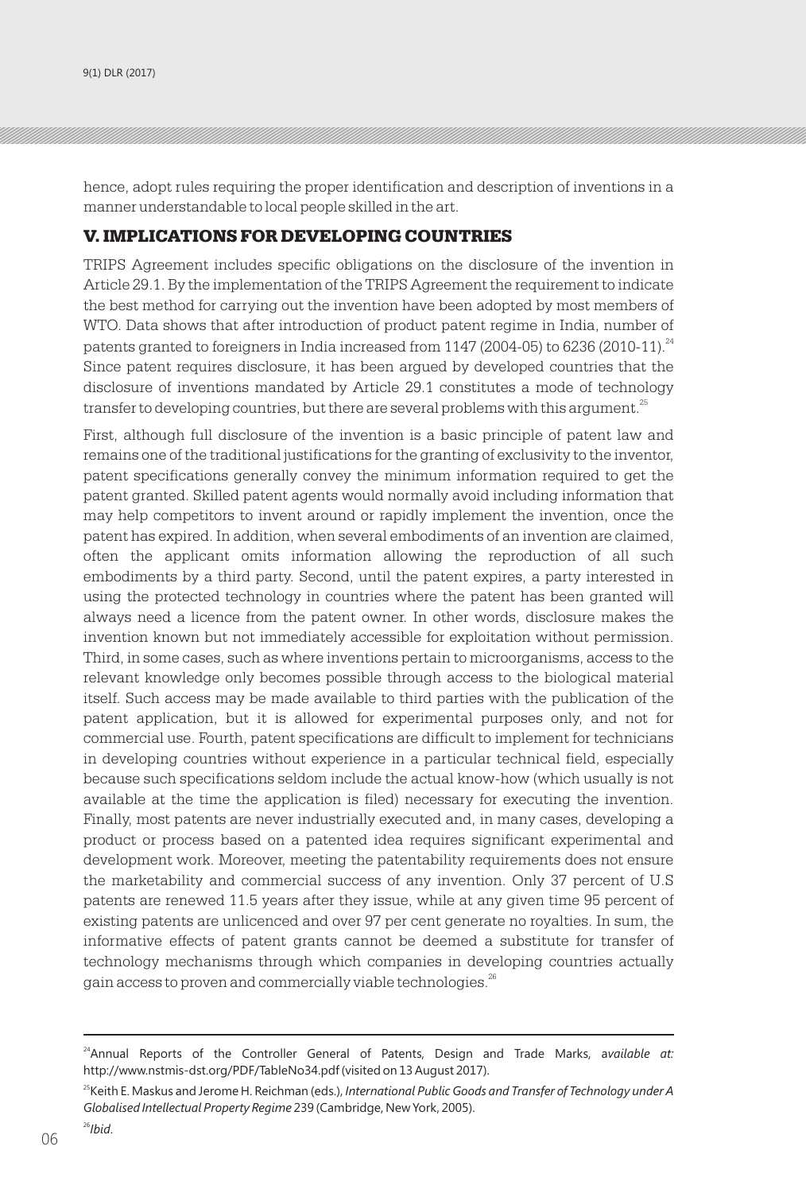hence, adopt rules requiring the proper identification and description of inventions in a manner understandable to local people skilled in the art.

## V. IMPLICATIONS FOR DEVELOPING COUNTRIES

TRIPS Agreement includes specific obligations on the disclosure of the invention in Article 29.1. By the implementation of the TRIPS Agreement the requirement to indicate the best method for carrying out the invention have been adopted by most members of WTO. Data shows that after introduction of product patent regime in India, number of patents granted to foreigners in India increased from 1147 (2004-05) to 6236 (2010-11).[24] Since patent requires disclosure, it has been argued by developed countries that the disclosure of inventions mandated by Article 29.1 constitutes a mode of technology transfer to developing countries, but there are several problems with this argument.[25]

First, although full disclosure of the invention is a basic principle of patent law and remains one of the traditional justifications for the granting of exclusivity to the inventor, patent specifications generally convey the minimum information required to get the patent granted. Skilled patent agents would normally avoid including information that may help competitors to invent around or rapidly implement the invention, once the patent has expired. In addition, when several embodiments of an invention are claimed, often the applicant omits information allowing the reproduction of all such embodiments by a third party. Second, until the patent expires, a party interested in using the protected technology in countries where the patent has been granted will always need a licence from the patent owner. In other words, disclosure makes the invention known but not immediately accessible for exploitation without permission. Third, in some cases, such as where inventions pertain to microorganisms, access to the relevant knowledge only becomes possible through access to the biological material itself. Such access may be made available to third parties with the publication of the patent application, but it is allowed for experimental purposes only, and not for commercial use. Fourth, patent specifications are difficult to implement for technicians in developing countries without experience in a particular technical field, especially because such specifications seldom include the actual know-how (which usually is not available at the time the application is filed) necessary for executing the invention. Finally, most patents are never industrially executed and, in many cases, developing a product or process based on a patented idea requires significant experimental and development work. Moreover, meeting the patentability requirements does not ensure the marketability and commercial success of any invention. Only 37 percent of U.S patents are renewed 11.5 years after they issue, while at any given time 95 percent of existing patents are unlicenced and over 97 per cent generate no royalties. In sum, the informative effects of patent grants cannot be deemed a substitute for transfer of technology mechanisms through which companies in developing countries actually gain access to proven and commercially viable technologies.[26]

---

[24] Annual Reports of the Controller General of Patents, Design and Trade Marks, *available at:* http://www.nstmis-dst.org/PDF/TableNo34.pdf (visited on 13 August 2017).

[25] Keith E. Maskus and Jerome H. Reichman (eds.), *International Public Goods and Transfer of Technology under A Globalised Intellectual Property Regime* 239 (Cambridge, New York, 2005).

[26] *Ibid.*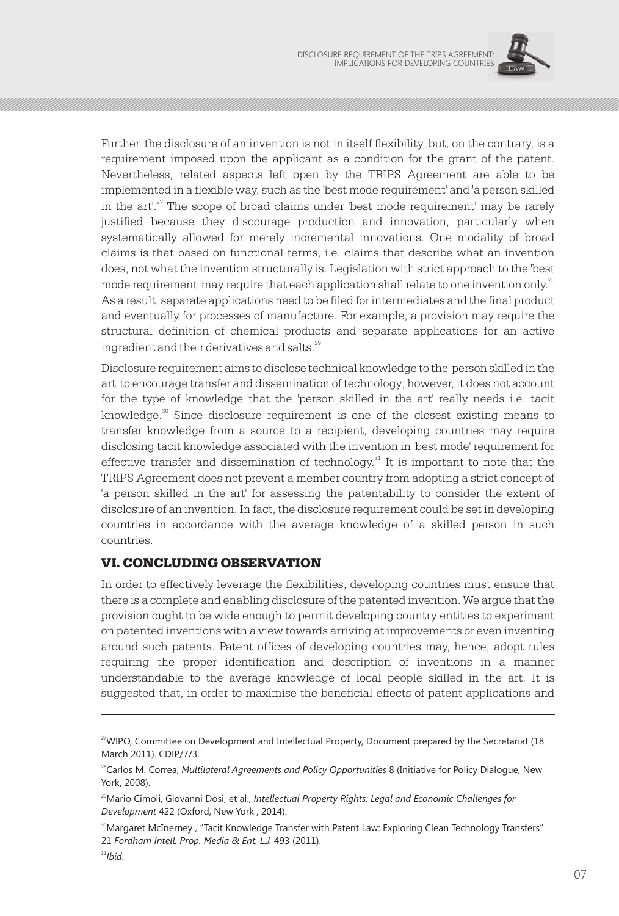Further, the disclosure of an invention is not in itself flexibility, but, on the contrary, is a requirement imposed upon the applicant as a condition for the grant of the patent. Nevertheless, related aspects left open by the TRIPS Agreement are able to be implemented in a flexible way, such as the 'best mode requirement' and 'a person skilled in the art'.[27] The scope of broad claims under 'best mode requirement' may be rarely justified because they discourage production and innovation, particularly when systematically allowed for merely incremental innovations. One modality of broad claims is that based on functional terms, i.e. claims that describe what an invention does, not what the invention structurally is. Legislation with strict approach to the 'best mode requirement' may require that each application shall relate to one invention only.[28] As a result, separate applications need to be filed for intermediates and the final product and eventually for processes of manufacture. For example, a provision may require the structural definition of chemical products and separate applications for an active ingredient and their derivatives and salts.[29]

Disclosure requirement aims to disclose technical knowledge to the 'person skilled in the art' to encourage transfer and dissemination of technology; however, it does not account for the type of knowledge that the 'person skilled in the art' really needs i.e. tacit knowledge.[30] Since disclosure requirement is one of the closest existing means to transfer knowledge from a source to a recipient, developing countries may require disclosing tacit knowledge associated with the invention in 'best mode' requirement for effective transfer and dissemination of technology.[31] It is important to note that the TRIPS Agreement does not prevent a member country from adopting a strict concept of 'a person skilled in the art' for assessing the patentability to consider the extent of disclosure of an invention. In fact, the disclosure requirement could be set in developing countries in accordance with the average knowledge of a skilled person in such countries.

## VI. CONCLUDING OBSERVATION

In order to effectively leverage the flexibilities, developing countries must ensure that there is a complete and enabling disclosure of the patented invention. We argue that the provision ought to be wide enough to permit developing country entities to experiment on patented inventions with a view towards arriving at improvements or even inventing around such patents. Patent offices of developing countries may, hence, adopt rules requiring the proper identification and description of inventions in a manner understandable to the average knowledge of local people skilled in the art. It is suggested that, in order to maximise the beneficial effects of patent applications and

---

[27] WIPO, Committee on Development and Intellectual Property, Document prepared by the Secretariat (18 March 2011). CDIP/7/3.

[28] Carlos M. Correa, *Multilateral Agreements and Policy Opportunities* 8 (Initiative for Policy Dialogue, New York, 2008).

[29] Mario Cimoli, Giovanni Dosi, et al., *Intellectual Property Rights: Legal and Economic Challenges for Development* 422 (Oxford, New York , 2014).

[30] Margaret McInerney , "Tacit Knowledge Transfer with Patent Law: Exploring Clean Technology Transfers" 21 *Fordham Intell. Prop. Media & Ent. L.J.* 493 (2011).

[31] *Ibid*.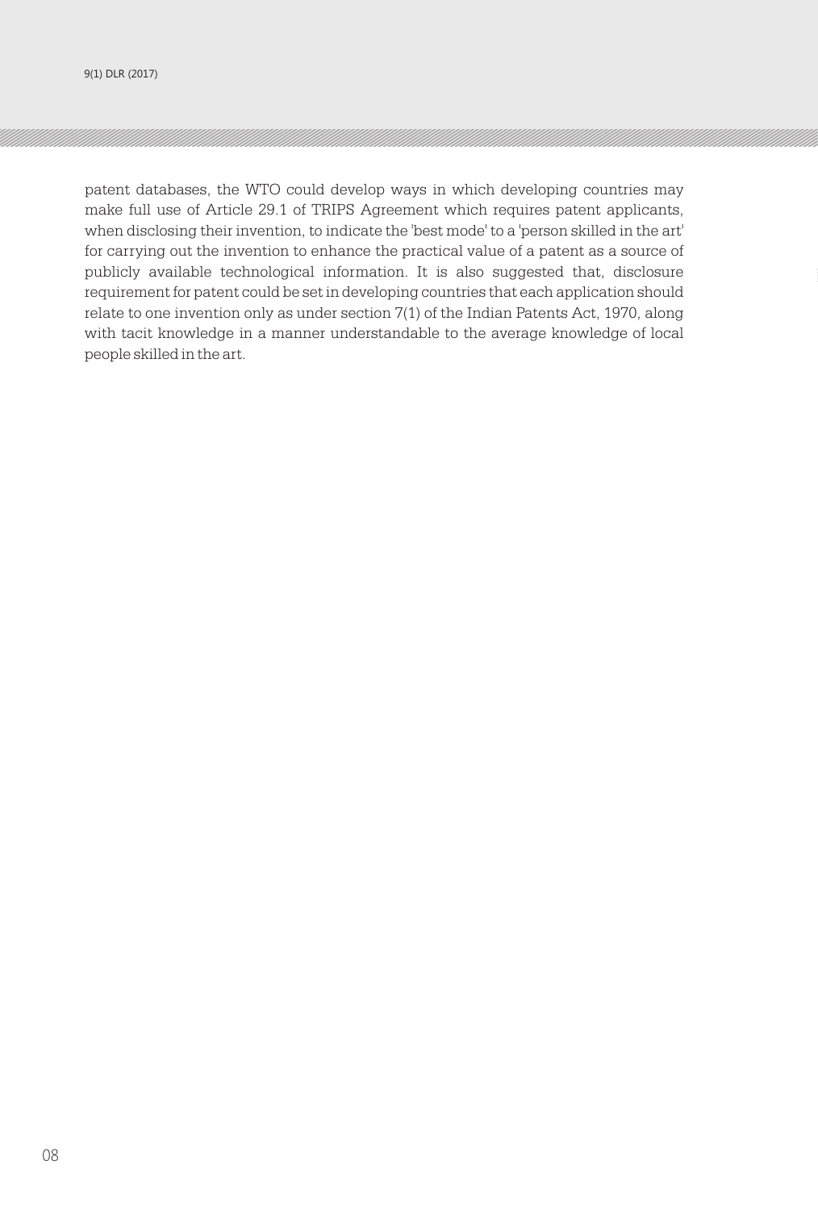patent databases, the WTO could develop ways in which developing countries may make full use of Article 29.1 of TRIPS Agreement which requires patent applicants, when disclosing their invention, to indicate the 'best mode' to a 'person skilled in the art' for carrying out the invention to enhance the practical value of a patent as a source of publicly available technological information. It is also suggested that, disclosure requirement for patent could be set in developing countries that each application should relate to one invention only as under section 7(1) of the Indian Patents Act, 1970, along with tacit knowledge in a manner understandable to the average knowledge of local people skilled in the art.